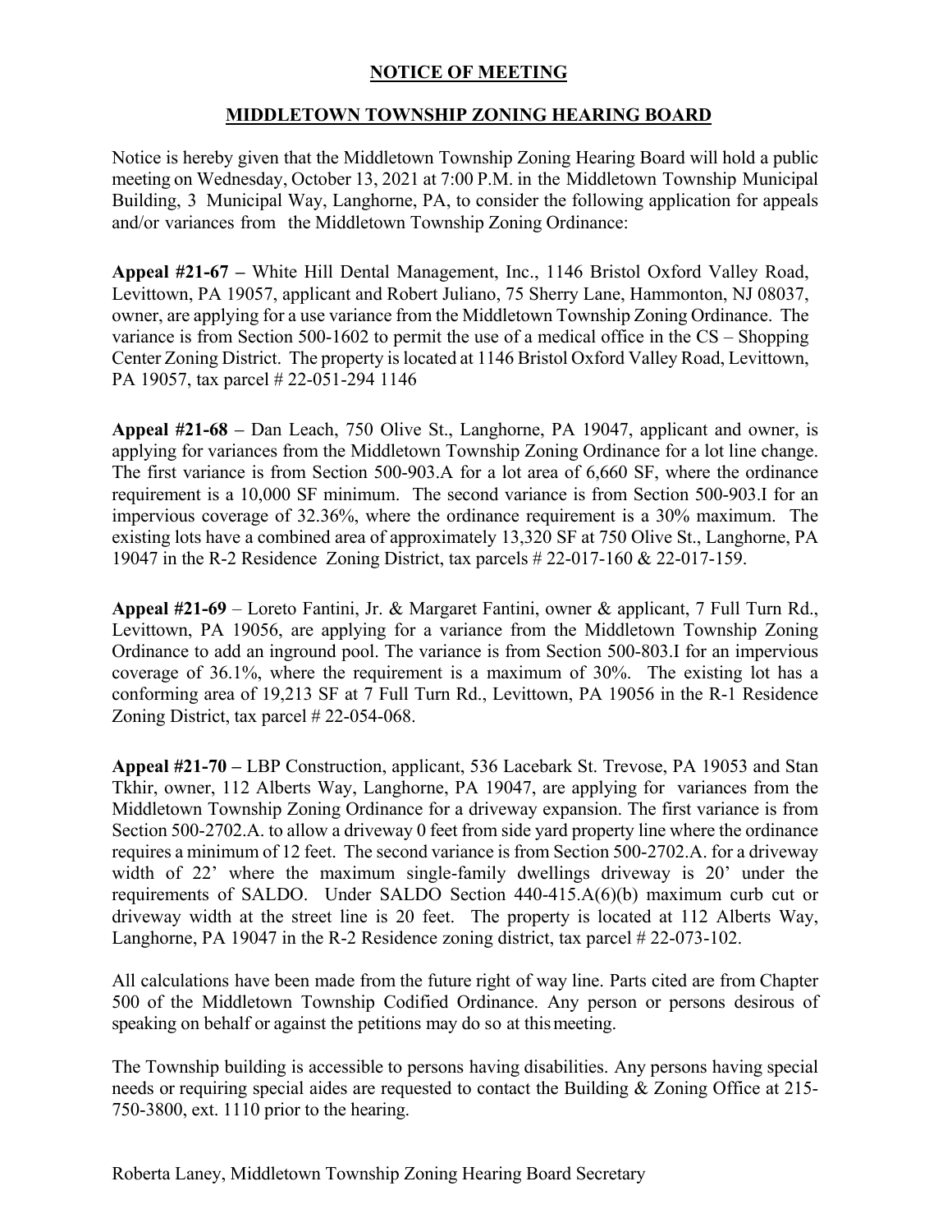## NOTICE OF MEETING

## MIDDLETOWN TOWNSHIP ZONING HEARING BOARD

Notice is hereby given that the Middletown Township Zoning Hearing Board will hold a public meeting on Wednesday, October 13, 2021 at 7:00 P.M. in the Middletown Township Municipal Building, 3 Municipal Way, Langhorne, PA, to consider the following application for appeals and/or variances from the Middletown Township Zoning Ordinance:

**Appeal #21-67 –** White Hill Dental Management, Inc., 1146 Bristol Oxford Valley Road, Levittown, PA 19057, applicant and Robert Juliano, 75 Sherry Lane, Hammonton, NJ 08037, owner, are applying for a use variance from the Middletown Township Zoning Ordinance. The variance is from Section 500-1602 to permit the use of a medical office in the CS – Shopping Center Zoning District. The property is located at 1146 Bristol Oxford Valley Road, Levittown, PA 19057, tax parcel # 22-051-294 1146

**Appeal #21-68 –** Dan Leach, 750 Olive St., Langhorne, PA 19047, applicant and owner, is applying for variances from the Middletown Township Zoning Ordinance for a lot line change. The first variance is from Section 500-903.A for a lot area of 6,660 SF, where the ordinance requirement is a 10,000 SF minimum. The second variance is from Section 500-903.I for an impervious coverage of 32.36%, where the ordinance requirement is a 30% maximum. The existing lots have a combined area of approximately 13,320 SF at 750 Olive St., Langhorne, PA 19047 in the R-2 Residence Zoning District, tax parcels # 22-017-160 & 22-017-159.

**Appeal #21-69** – Loreto Fantini, Jr. & Margaret Fantini, owner & applicant, 7 Full Turn Rd., Levittown, PA 19056, are applying for a variance from the Middletown Township Zoning Ordinance to add an inground pool. The variance is from Section 500-803.I for an impervious coverage of 36.1%, where the requirement is a maximum of 30%. The existing lot has a conforming area of 19,213 SF at 7 Full Turn Rd., Levittown, PA 19056 in the R-1 Residence Zoning District, tax parcel # 22-054-068.

**Appeal #21-70 –** LBP Construction, applicant, 536 Lacebark St. Trevose, PA 19053 and Stan Tkhir, owner, 112 Alberts Way, Langhorne, PA 19047, are applying for variances from the Middletown Township Zoning Ordinance for a driveway expansion. The first variance is from Section 500-2702.A. to allow a driveway 0 feet from side yard property line where the ordinance requires a minimum of 12 feet. The second variance is from Section 500-2702.A. for a driveway width of 22' where the maximum single-family dwellings driveway is 20' under the requirements of SALDO. Under SALDO Section 440-415.A(6)(b) maximum curb cut or driveway width at the street line is 20 feet. The property is located at 112 Alberts Way, Langhorne, PA 19047 in the R-2 Residence zoning district, tax parcel # 22-073-102.

All calculations have been made from the future right of way line. Parts cited are from Chapter 500 of the Middletown Township Codified Ordinance. Any person or persons desirous of speaking on behalf or against the petitions may do so at this meeting.

The Township building is accessible to persons having disabilities. Any persons having special needs or requiring special aides are requested to contact the Building & Zoning Office at 215-750-3800, ext. 1110 prior to the hearing.

Roberta Laney, Middletown Township Zoning Hearing Board Secretary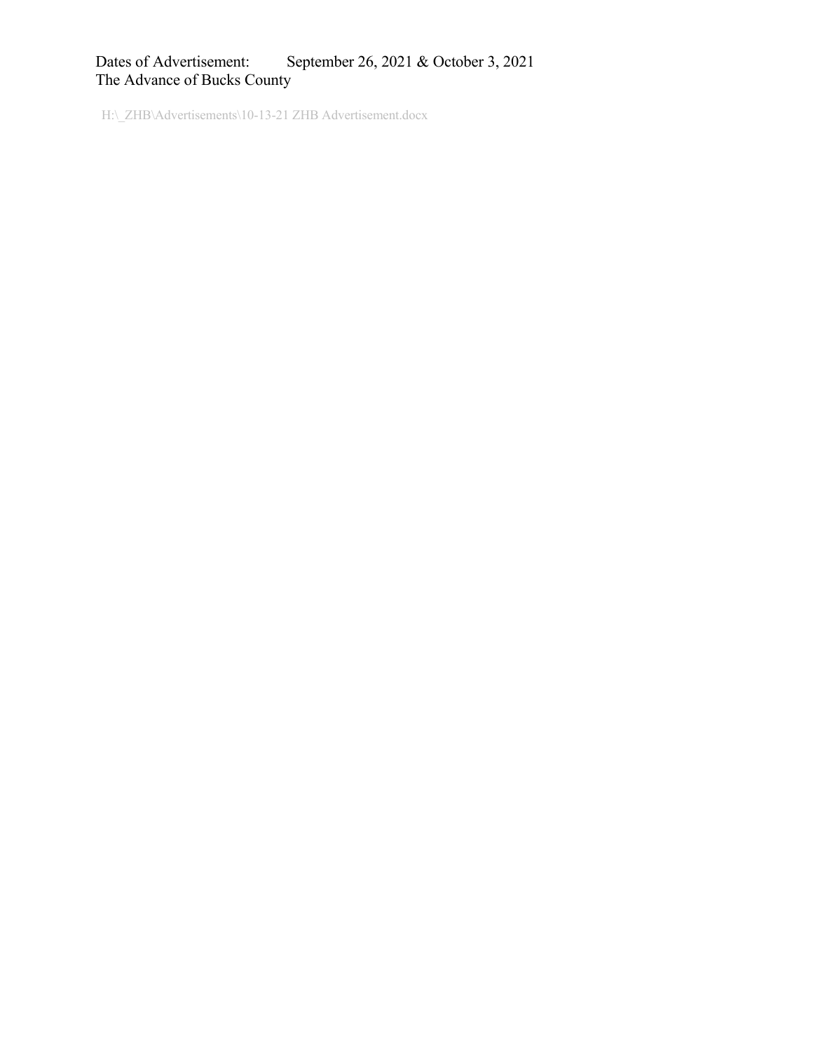Dates of Advertisement: September 26, 2021 & October 3, 2021
The Advance of Bucks County

H:\_ZHB\Advertisements\10-13-21 ZHB Advertisement.docx